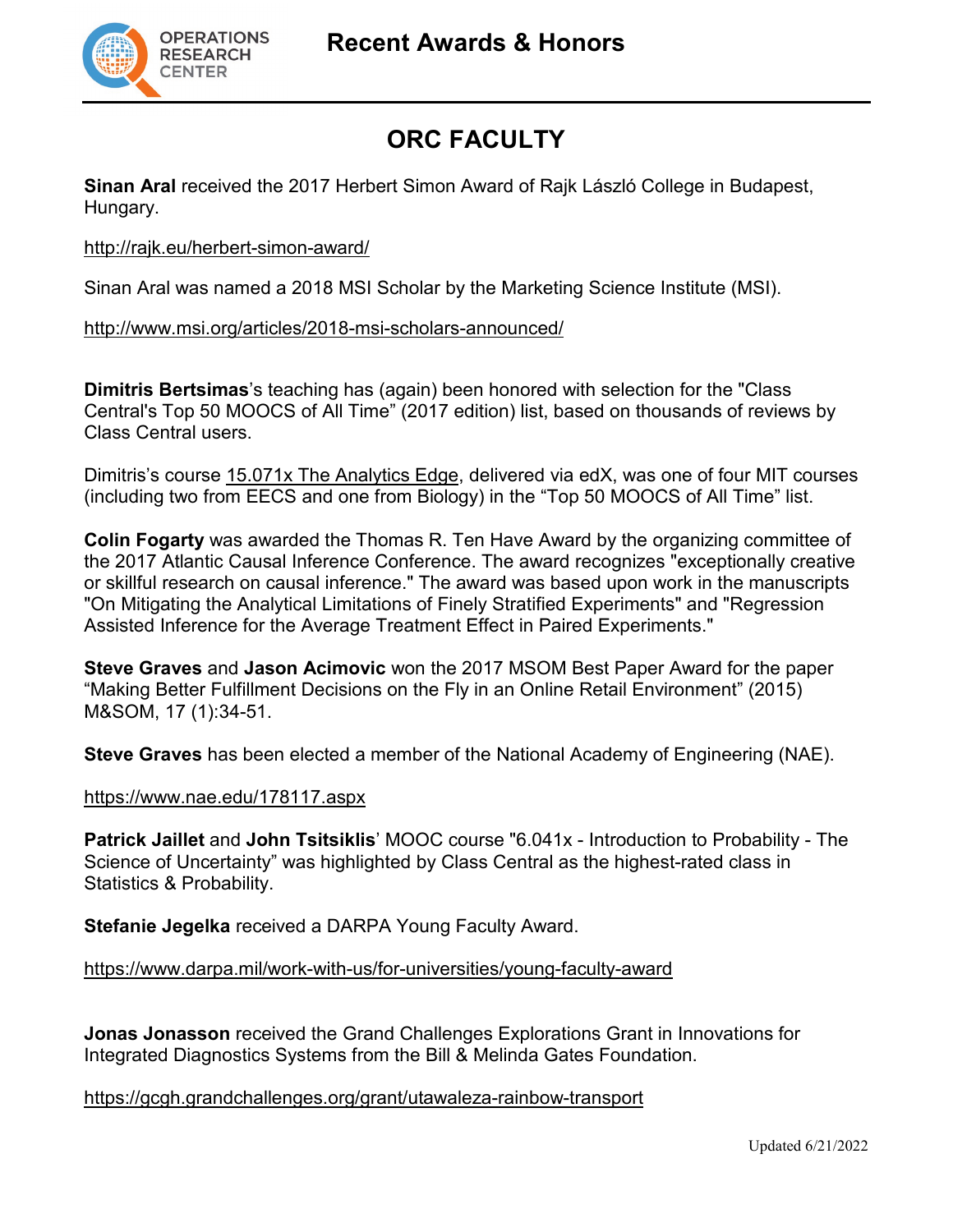# Recent Awards & Honors

## ORC FACULTY

**Sinan Aral** received the 2017 Herbert Simon Award of Rajk László College in Budapest, Hungary.

http://rajk.eu/herbert-simon-award/

Sinan Aral was named a 2018 MSI Scholar by the Marketing Science Institute (MSI).

http://www.msi.org/articles/2018-msi-scholars-announced/

**Dimitris Bertsimas**'s teaching has (again) been honored with selection for the "Class Central's Top 50 MOOCS of All Time" (2017 edition) list, based on thousands of reviews by Class Central users.

Dimitris's course 15.071x The Analytics Edge, delivered via edX, was one of four MIT courses (including two from EECS and one from Biology) in the "Top 50 MOOCS of All Time" list.

**Colin Fogarty** was awarded the Thomas R. Ten Have Award by the organizing committee of the 2017 Atlantic Causal Inference Conference. The award recognizes "exceptionally creative or skillful research on causal inference." The award was based upon work in the manuscripts "On Mitigating the Analytical Limitations of Finely Stratified Experiments" and "Regression Assisted Inference for the Average Treatment Effect in Paired Experiments."

**Steve Graves** and **Jason Acimovic** won the 2017 MSOM Best Paper Award for the paper "Making Better Fulfillment Decisions on the Fly in an Online Retail Environment" (2015) M&SOM, 17 (1):34-51.

**Steve Graves** has been elected a member of the National Academy of Engineering (NAE).

https://www.nae.edu/178117.aspx

**Patrick Jaillet** and **John Tsitsiklis**' MOOC course "6.041x - Introduction to Probability - The Science of Uncertainty" was highlighted by Class Central as the highest-rated class in Statistics & Probability.

**Stefanie Jegelka** received a DARPA Young Faculty Award.

https://www.darpa.mil/work-with-us/for-universities/young-faculty-award

**Jonas Jonasson** received the Grand Challenges Explorations Grant in Innovations for Integrated Diagnostics Systems from the Bill & Melinda Gates Foundation.

https://gcgh.grandchallenges.org/grant/utawaleza-rainbow-transport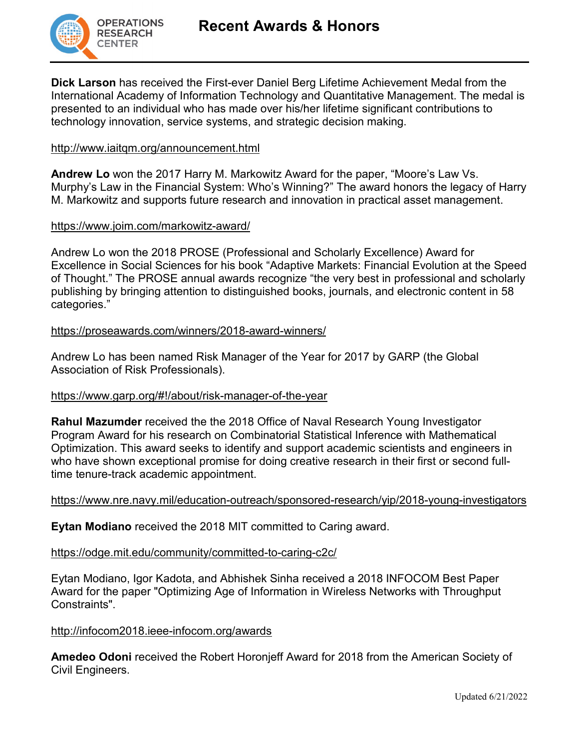# Recent Awards & Honors

**Dick Larson** has received the First-ever Daniel Berg Lifetime Achievement Medal from the International Academy of Information Technology and Quantitative Management. The medal is presented to an individual who has made over his/her lifetime significant contributions to technology innovation, service systems, and strategic decision making.

http://www.iaitqm.org/announcement.html

**Andrew Lo** won the 2017 Harry M. Markowitz Award for the paper, "Moore's Law Vs. Murphy's Law in the Financial System: Who's Winning?" The award honors the legacy of Harry M. Markowitz and supports future research and innovation in practical asset management.

https://www.joim.com/markowitz-award/

Andrew Lo won the 2018 PROSE (Professional and Scholarly Excellence) Award for Excellence in Social Sciences for his book "Adaptive Markets: Financial Evolution at the Speed of Thought." The PROSE annual awards recognize "the very best in professional and scholarly publishing by bringing attention to distinguished books, journals, and electronic content in 58 categories."

https://proseawards.com/winners/2018-award-winners/

Andrew Lo has been named Risk Manager of the Year for 2017 by GARP (the Global Association of Risk Professionals).

https://www.garp.org/#!/about/risk-manager-of-the-year

**Rahul Mazumder** received the the 2018 Office of Naval Research Young Investigator Program Award for his research on Combinatorial Statistical Inference with Mathematical Optimization. This award seeks to identify and support academic scientists and engineers in who have shown exceptional promise for doing creative research in their first or second full-time tenure-track academic appointment.

https://www.nre.navy.mil/education-outreach/sponsored-research/yip/2018-young-investigators

**Eytan Modiano** received the 2018 MIT committed to Caring award.

https://odge.mit.edu/community/committed-to-caring-c2c/

Eytan Modiano, Igor Kadota, and Abhishek Sinha received a 2018 INFOCOM Best Paper Award for the paper "Optimizing Age of Information in Wireless Networks with Throughput Constraints".

http://infocom2018.ieee-infocom.org/awards

**Amedeo Odoni** received the Robert Horonjeff Award for 2018 from the American Society of Civil Engineers.

Updated 6/21/2022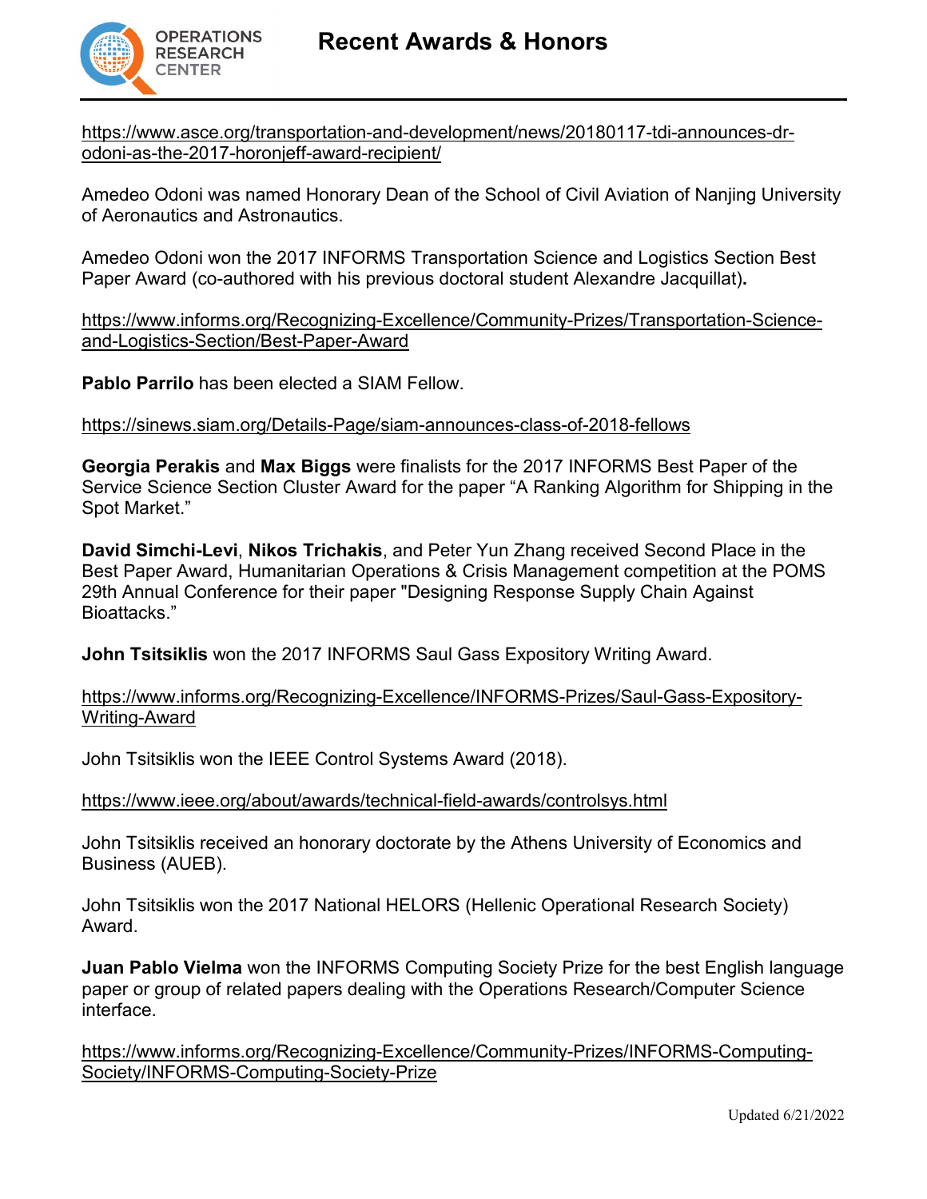https://www.asce.org/transportation-and-development/news/20180117-tdi-announces-dr-odoni-as-the-2017-horonjeff-award-recipient/

Amedeo Odoni was named Honorary Dean of the School of Civil Aviation of Nanjing University of Aeronautics and Astronautics.

Amedeo Odoni won the 2017 INFORMS Transportation Science and Logistics Section Best Paper Award (co-authored with his previous doctoral student Alexandre Jacquillat).

https://www.informs.org/Recognizing-Excellence/Community-Prizes/Transportation-Science-and-Logistics-Section/Best-Paper-Award

**Pablo Parrilo** has been elected a SIAM Fellow.

https://sinews.siam.org/Details-Page/siam-announces-class-of-2018-fellows

**Georgia Perakis** and **Max Biggs** were finalists for the 2017 INFORMS Best Paper of the Service Science Section Cluster Award for the paper "A Ranking Algorithm for Shipping in the Spot Market."

**David Simchi-Levi**, **Nikos Trichakis**, and Peter Yun Zhang received Second Place in the Best Paper Award, Humanitarian Operations & Crisis Management competition at the POMS 29th Annual Conference for their paper "Designing Response Supply Chain Against Bioattacks."

**John Tsitsiklis** won the 2017 INFORMS Saul Gass Expository Writing Award.

https://www.informs.org/Recognizing-Excellence/INFORMS-Prizes/Saul-Gass-Expository-Writing-Award

John Tsitsiklis won the IEEE Control Systems Award (2018).

https://www.ieee.org/about/awards/technical-field-awards/controlsys.html

John Tsitsiklis received an honorary doctorate by the Athens University of Economics and Business (AUEB).

John Tsitsiklis won the 2017 National HELORS (Hellenic Operational Research Society) Award.

**Juan Pablo Vielma** won the INFORMS Computing Society Prize for the best English language paper or group of related papers dealing with the Operations Research/Computer Science interface.

https://www.informs.org/Recognizing-Excellence/Community-Prizes/INFORMS-Computing-Society/INFORMS-Computing-Society-Prize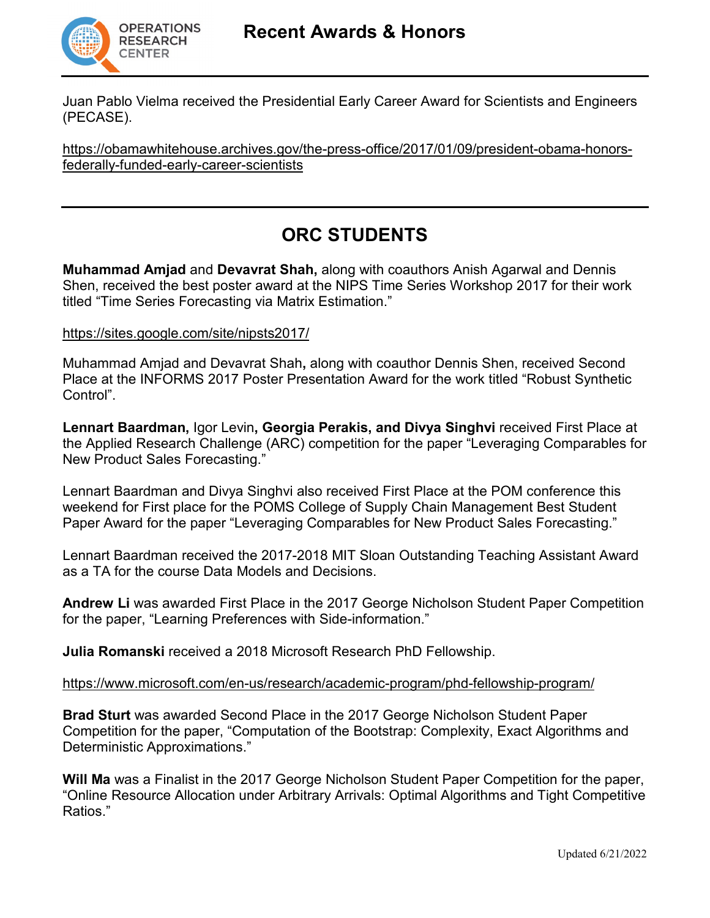Juan Pablo Vielma received the Presidential Early Career Award for Scientists and Engineers (PECASE).

https://obamawhitehouse.archives.gov/the-press-office/2017/01/09/president-obama-honors-federally-funded-early-career-scientists

---

## ORC STUDENTS

**Muhammad Amjad** and **Devavrat Shah,** along with coauthors Anish Agarwal and Dennis Shen, received the best poster award at the NIPS Time Series Workshop 2017 for their work titled "Time Series Forecasting via Matrix Estimation."

https://sites.google.com/site/nipsts2017/

Muhammad Amjad and Devavrat Shah**,** along with coauthor Dennis Shen, received Second Place at the INFORMS 2017 Poster Presentation Award for the work titled "Robust Synthetic Control".

**Lennart Baardman,** Igor Levin**, Georgia Perakis, and Divya Singhvi** received First Place at the Applied Research Challenge (ARC) competition for the paper "Leveraging Comparables for New Product Sales Forecasting."

Lennart Baardman and Divya Singhvi also received First Place at the POM conference this weekend for First place for the POMS College of Supply Chain Management Best Student Paper Award for the paper "Leveraging Comparables for New Product Sales Forecasting."

Lennart Baardman received the 2017-2018 MIT Sloan Outstanding Teaching Assistant Award as a TA for the course Data Models and Decisions.

**Andrew Li** was awarded First Place in the 2017 George Nicholson Student Paper Competition for the paper, "Learning Preferences with Side-information."

**Julia Romanski** received a 2018 Microsoft Research PhD Fellowship.

https://www.microsoft.com/en-us/research/academic-program/phd-fellowship-program/

**Brad Sturt** was awarded Second Place in the 2017 George Nicholson Student Paper Competition for the paper, "Computation of the Bootstrap: Complexity, Exact Algorithms and Deterministic Approximations."

**Will Ma** was a Finalist in the 2017 George Nicholson Student Paper Competition for the paper, "Online Resource Allocation under Arbitrary Arrivals: Optimal Algorithms and Tight Competitive Ratios."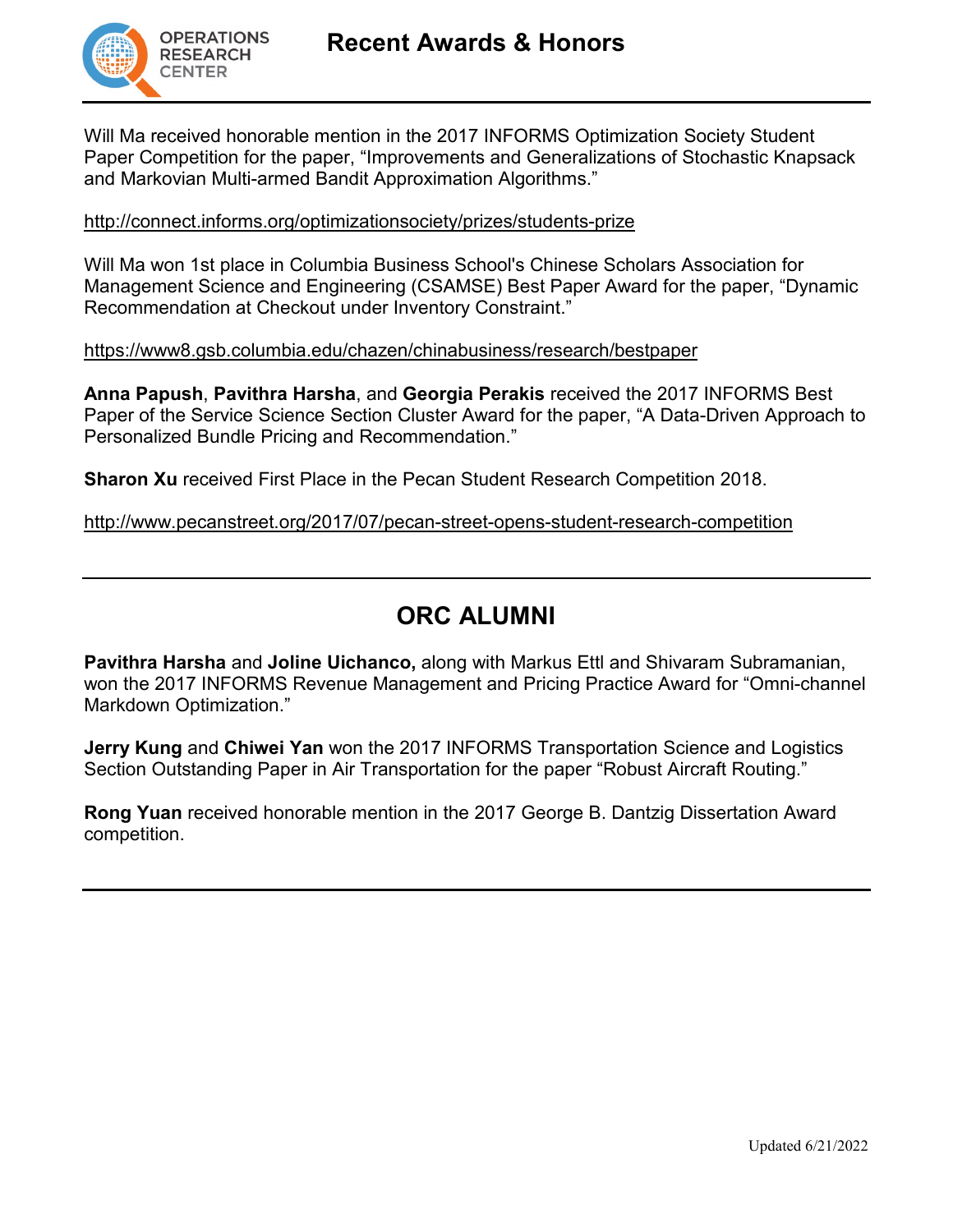Will Ma received honorable mention in the 2017 INFORMS Optimization Society Student Paper Competition for the paper, "Improvements and Generalizations of Stochastic Knapsack and Markovian Multi-armed Bandit Approximation Algorithms."

http://connect.informs.org/optimizationsociety/prizes/students-prize

Will Ma won 1st place in Columbia Business School's Chinese Scholars Association for Management Science and Engineering (CSAMSE) Best Paper Award for the paper, "Dynamic Recommendation at Checkout under Inventory Constraint."

https://www8.gsb.columbia.edu/chazen/chinabusiness/research/bestpaper

**Anna Papush**, **Pavithra Harsha**, and **Georgia Perakis** received the 2017 INFORMS Best Paper of the Service Science Section Cluster Award for the paper, "A Data-Driven Approach to Personalized Bundle Pricing and Recommendation."

**Sharon Xu** received First Place in the Pecan Student Research Competition 2018.

http://www.pecanstreet.org/2017/07/pecan-street-opens-student-research-competition

---

## ORC ALUMNI

**Pavithra Harsha** and **Joline Uichanco,** along with Markus Ettl and Shivaram Subramanian, won the 2017 INFORMS Revenue Management and Pricing Practice Award for "Omni-channel Markdown Optimization."

**Jerry Kung** and **Chiwei Yan** won the 2017 INFORMS Transportation Science and Logistics Section Outstanding Paper in Air Transportation for the paper "Robust Aircraft Routing."

**Rong Yuan** received honorable mention in the 2017 George B. Dantzig Dissertation Award competition.

---

Updated 6/21/2022